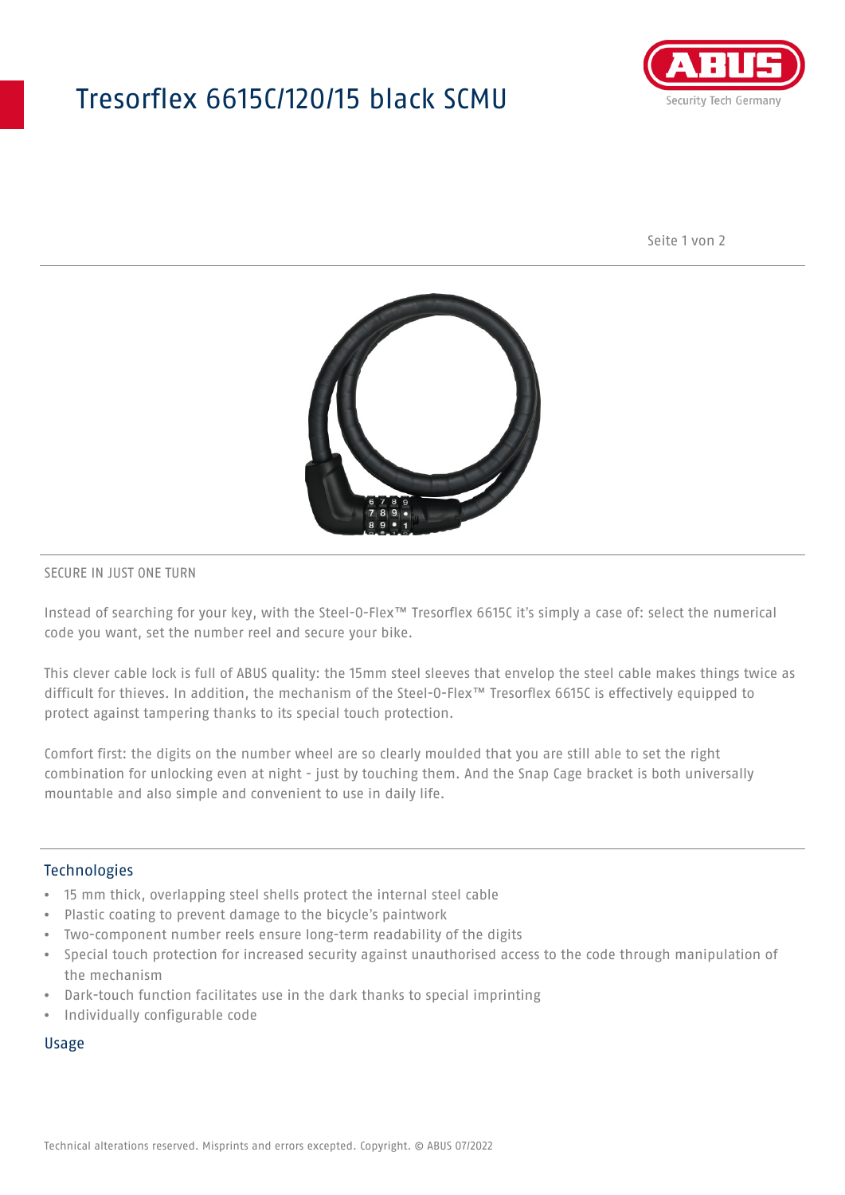# Tresorflex 6615C/120/15 black SCMU

SECURE IN JUST ONE TURN

Instead of searching for your key, with the Steel-O-Flex™ Tresorflex 6615C it's simply a case of: select the numerical code you want, set the number reel and secure your bike.

This clever cable lock is full of ABUS quality: the 15mm steel sleeves that envelop the steel cable makes things twice as difficult for thieves. In addition, the mechanism of the Steel-O-Flex™ Tresorflex 6615C is effectively equipped to protect against tampering thanks to its special touch protection.

Comfort first: the digits on the number wheel are so clearly moulded that you are still able to set the right combination for unlocking even at night - just by touching them. And the Snap Cage bracket is both universally mountable and also simple and convenient to use in daily life.

## Technologies

- 15 mm thick, overlapping steel shells protect the internal steel cable
- Plastic coating to prevent damage to the bicycle's paintwork
- Two-component number reels ensure long-term readability of the digits
- Special touch protection for increased security against unauthorised access to the code through manipulation of the mechanism
- Dark-touch function facilitates use in the dark thanks to special imprinting
- Individually configurable code

## Usage

Technical alterations reserved. Misprints and errors excepted. Copyright. © ABUS 07/2022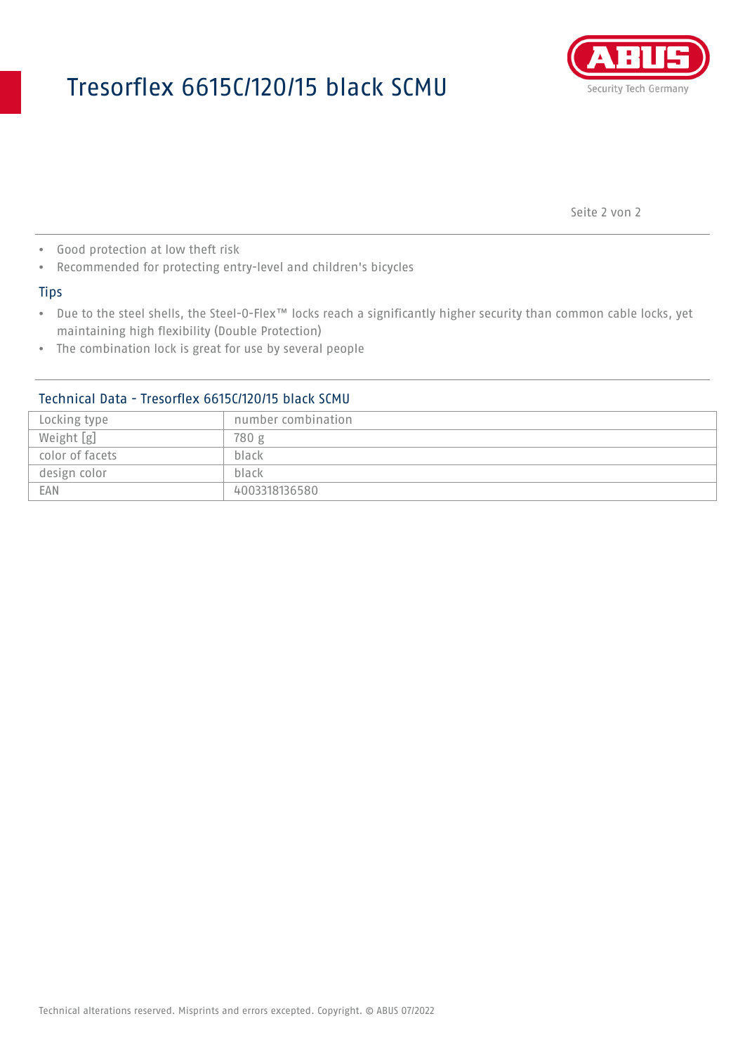- Good protection at low theft risk
- Recommended for protecting entry-level and children's bicycles

## Tips

- Due to the steel shells, the Steel-O-Flex™ locks reach a significantly higher security than common cable locks, yet maintaining high flexibility (Double Protection)
- The combination lock is great for use by several people

## Technical Data - Tresorflex 6615C/120/15 black SCMU

| | |
|---|---|
| Locking type | number combination |
| Weight [g] | 780 g |
| color of facets | black |
| design color | black |
| EAN | 4003318136580 |

Technical alterations reserved. Misprints and errors excepted. Copyright. © ABUS 07/2022